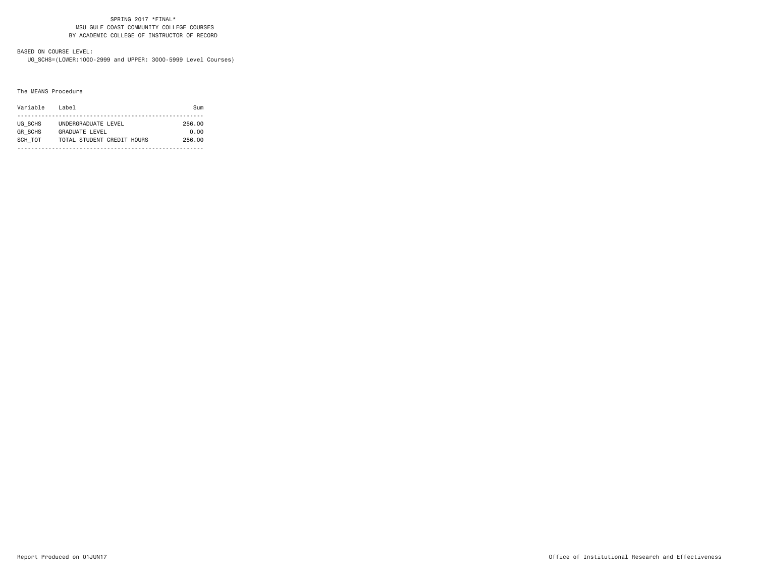SPRING 2017 *FINAL*
MSU GULF COAST COMMUNITY COLLEGE COURSES
BY ACADEMIC COLLEGE OF INSTRUCTOR OF RECORD

BASED ON COURSE LEVEL:
UG_SCHS=(LOWER:1000-2999 and UPPER: 3000-5999 Level Courses)

The MEANS Procedure

| Variable | Label | Sum |
|---|---|---|
| UG_SCHS | UNDERGRADUATE LEVEL | 256.00 |
| GR_SCHS | GRADUATE LEVEL | 0.00 |
| SCH_TOT | TOTAL STUDENT CREDIT HOURS | 256.00 |

Report Produced on 01JUN17

Office of Institutional Research and Effectiveness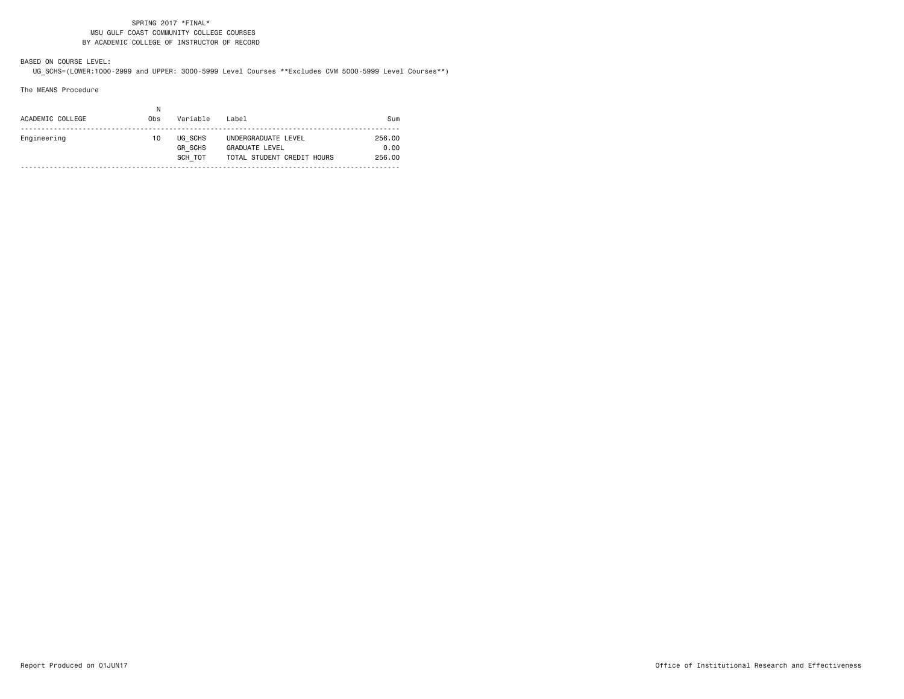SPRING 2017 *FINAL*
MSU GULF COAST COMMUNITY COLLEGE COURSES
BY ACADEMIC COLLEGE OF INSTRUCTOR OF RECORD

BASED ON COURSE LEVEL:
UG_SCHS=(LOWER:1000-2999 and UPPER: 3000-5999 Level Courses **Excludes CVM 5000-5999 Level Courses**)

The MEANS Procedure

| ACADEMIC COLLEGE | N Obs | Variable | Label | Sum |
|---|---|---|---|---|
| Engineering | 10 | UG_SCHS | UNDERGRADUATE LEVEL | 256.00 |
| | | GR_SCHS | GRADUATE LEVEL | 0.00 |
| | | SCH_TOT | TOTAL STUDENT CREDIT HOURS | 256.00 |

Report Produced on 01JUN17

Office of Institutional Research and Effectiveness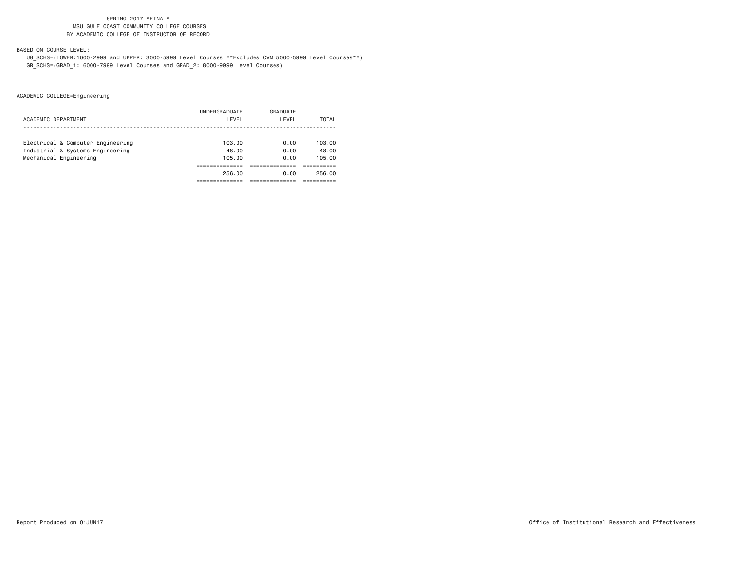SPRING 2017 *FINAL*
MSU GULF COAST COMMUNITY COLLEGE COURSES
BY ACADEMIC COLLEGE OF INSTRUCTOR OF RECORD

BASED ON COURSE LEVEL:
UG_SCHS=(LOWER:1000-2999 and UPPER: 3000-5999 Level Courses **Excludes CVM 5000-5999 Level Courses**)
GR_SCHS=(GRAD_1: 6000-7999 Level Courses and GRAD_2: 8000-9999 Level Courses)

ACADEMIC COLLEGE=Engineering

| ACADEMIC DEPARTMENT | UNDERGRADUATE LEVEL | GRADUATE LEVEL | TOTAL |
|---|---|---|---|
| Electrical & Computer Engineering | 103.00 | 0.00 | 103.00 |
| Industrial & Systems Engineering | 48.00 | 0.00 | 48.00 |
| Mechanical Engineering | 105.00 | 0.00 | 105.00 |
| | 256.00 | 0.00 | 256.00 |

Report Produced on 01JUN17

Office of Institutional Research and Effectiveness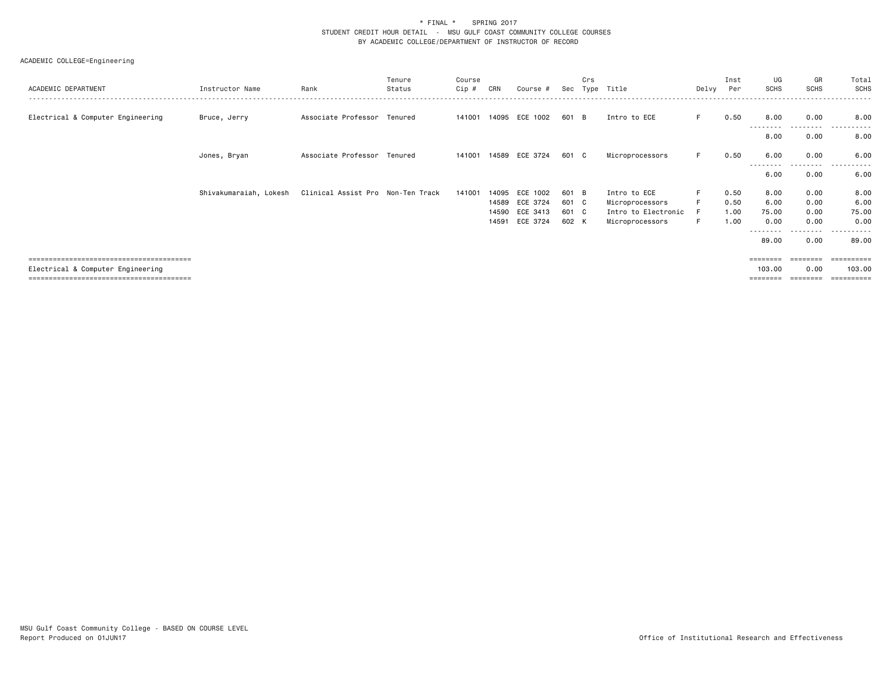\* FINAL \*    SPRING 2017
STUDENT CREDIT HOUR DETAIL - MSU GULF COAST COMMUNITY COLLEGE COURSES
BY ACADEMIC COLLEGE/DEPARTMENT OF INSTRUCTOR OF RECORD

ACADEMIC COLLEGE=Engineering

| ACADEMIC DEPARTMENT | Instructor Name | Rank | Tenure Status | Course Cip # | CRN | Course # | Sec | Crs Type | Title | Delvy | Inst Per | UG SCHS | GR SCHS | Total SCHS |
|---|---|---|---|---|---|---|---|---|---|---|---|---|---|---|
| Electrical & Computer Engineering | Bruce, Jerry | Associate Professor | Tenured | 141001 | 14095 | ECE 1002 | 601 | B | Intro to ECE | F | 0.50 | 8.00 | 0.00 | 8.00 |
| | | | | | | | | | | | | 8.00 | 0.00 | 8.00 |
| | Jones, Bryan | Associate Professor | Tenured | 141001 | 14589 | ECE 3724 | 601 | C | Microprocessors | F | 0.50 | 6.00 | 0.00 | 6.00 |
| | | | | | | | | | | | | 6.00 | 0.00 | 6.00 |
| | Shivakumaraiah, Lokesh | Clinical Assist Pro | Non-Ten Track | 141001 | 14095 | ECE 1002 | 601 | B | Intro to ECE | F | 0.50 | 8.00 | 0.00 | 8.00 |
| | | | | | 14589 | ECE 3724 | 601 | C | Microprocessors | F | 0.50 | 6.00 | 0.00 | 6.00 |
| | | | | | 14590 | ECE 3413 | 601 | C | Intro to Electronic | F | 1.00 | 75.00 | 0.00 | 75.00 |
| | | | | | 14591 | ECE 3724 | 602 | K | Microprocessors | F | 1.00 | 0.00 | 0.00 | 0.00 |
| | | | | | | | | | | | | 89.00 | 0.00 | 89.00 |
| Electrical & Computer Engineering | | | | | | | | | | | | 103.00 | 0.00 | 103.00 |

MSU Gulf Coast Community College - BASED ON COURSE LEVEL
Report Produced on 01JUN17

Office of Institutional Research and Effectiveness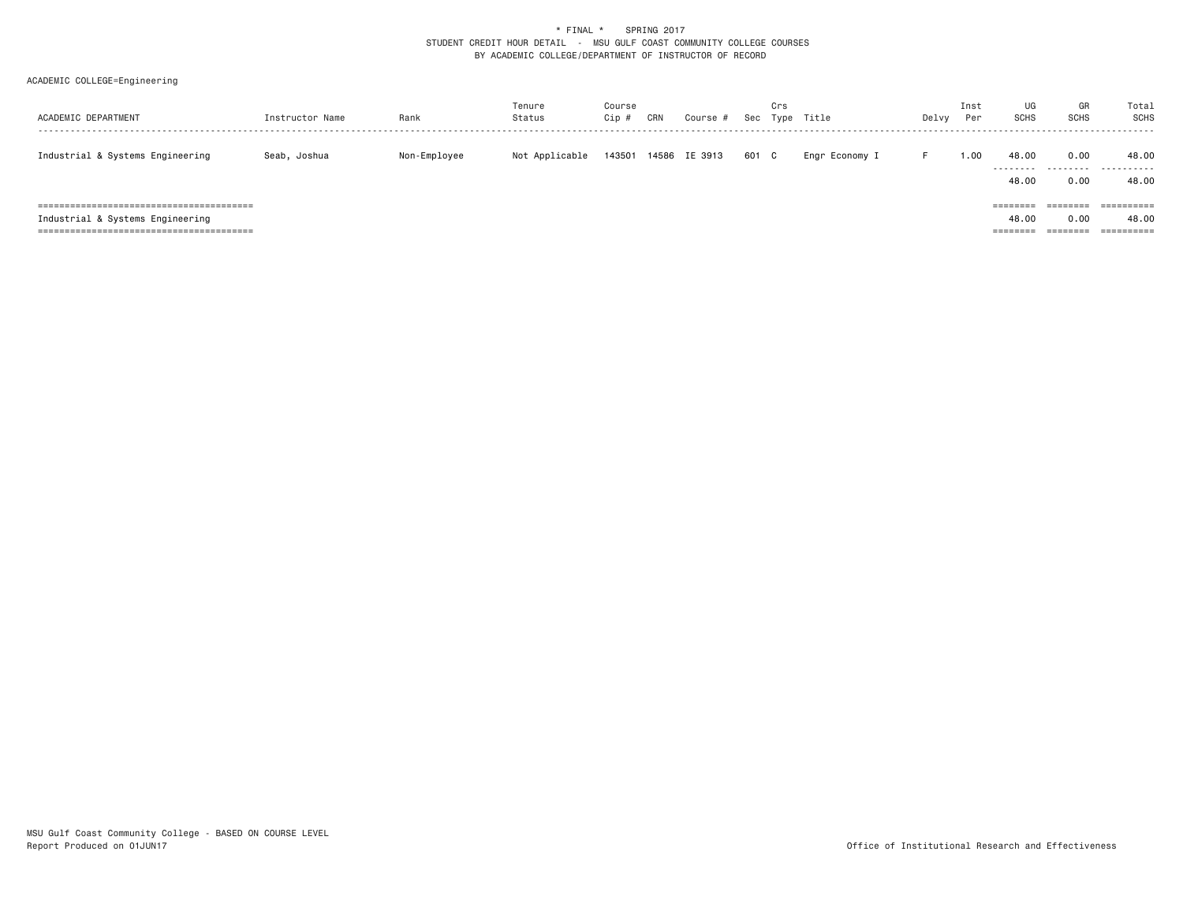\* FINAL \* SPRING 2017
STUDENT CREDIT HOUR DETAIL - MSU GULF COAST COMMUNITY COLLEGE COURSES
BY ACADEMIC COLLEGE/DEPARTMENT OF INSTRUCTOR OF RECORD

ACADEMIC COLLEGE=Engineering

| ACADEMIC DEPARTMENT | Instructor Name | Rank | Tenure Status | Course Cip # | CRN | Course # | Sec | Crs Type | Title | Delvy | Inst Per | UG SCHS | GR SCHS | Total SCHS |
|---|---|---|---|---|---|---|---|---|---|---|---|---|---|---|
| Industrial & Systems Engineering | Seab, Joshua | Non-Employee | Not Applicable | 143501 | 14586 | IE 3913 | 601 | C | Engr Economy I | F | 1.00 | 48.00 | 0.00 | 48.00 |
| | | | | | | | | | | | | 48.00 | 0.00 | 48.00 |
| Industrial & Systems Engineering | | | | | | | | | | | | 48.00 | 0.00 | 48.00 |

MSU Gulf Coast Community College - BASED ON COURSE LEVEL
Report Produced on 01JUN17

Office of Institutional Research and Effectiveness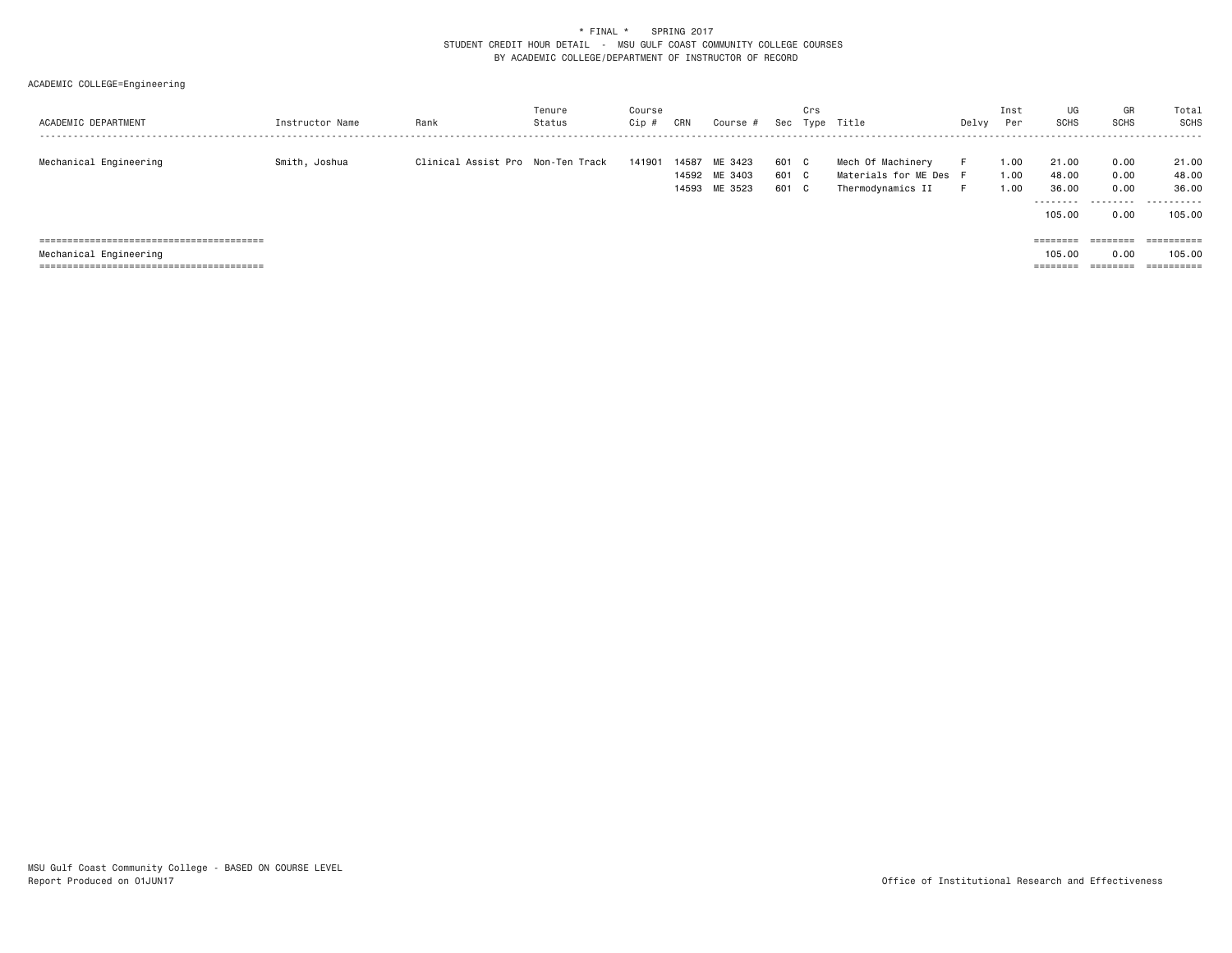\* FINAL \* SPRING 2017
STUDENT CREDIT HOUR DETAIL - MSU GULF COAST COMMUNITY COLLEGE COURSES
BY ACADEMIC COLLEGE/DEPARTMENT OF INSTRUCTOR OF RECORD

ACADEMIC COLLEGE=Engineering

| ACADEMIC DEPARTMENT | Instructor Name | Rank | Tenure Status | Course Cip # | CRN | Course # | Sec | Crs Type | Title | Delvy | Inst Per | UG SCHS | GR SCHS | Total SCHS |
|---|---|---|---|---|---|---|---|---|---|---|---|---|---|---|
| Mechanical Engineering | Smith, Joshua | Clinical Assist Pro | Non-Ten Track | 141901 | 14587 | ME 3423 | 601 | C | Mech Of Machinery | F | 1.00 | 21.00 | 0.00 | 21.00 |
| | | | | | 14592 | ME 3403 | 601 | C | Materials for ME Des | F | 1.00 | 48.00 | 0.00 | 48.00 |
| | | | | | 14593 | ME 3523 | 601 | C | Thermodynamics II | F | 1.00 | 36.00 | 0.00 | 36.00 |
| | | | | | | | | | | | | 105.00 | 0.00 | 105.00 |
| Mechanical Engineering | | | | | | | | | | | | 105.00 | 0.00 | 105.00 |

MSU Gulf Coast Community College - BASED ON COURSE LEVEL
Report Produced on 01JUN17

Office of Institutional Research and Effectiveness